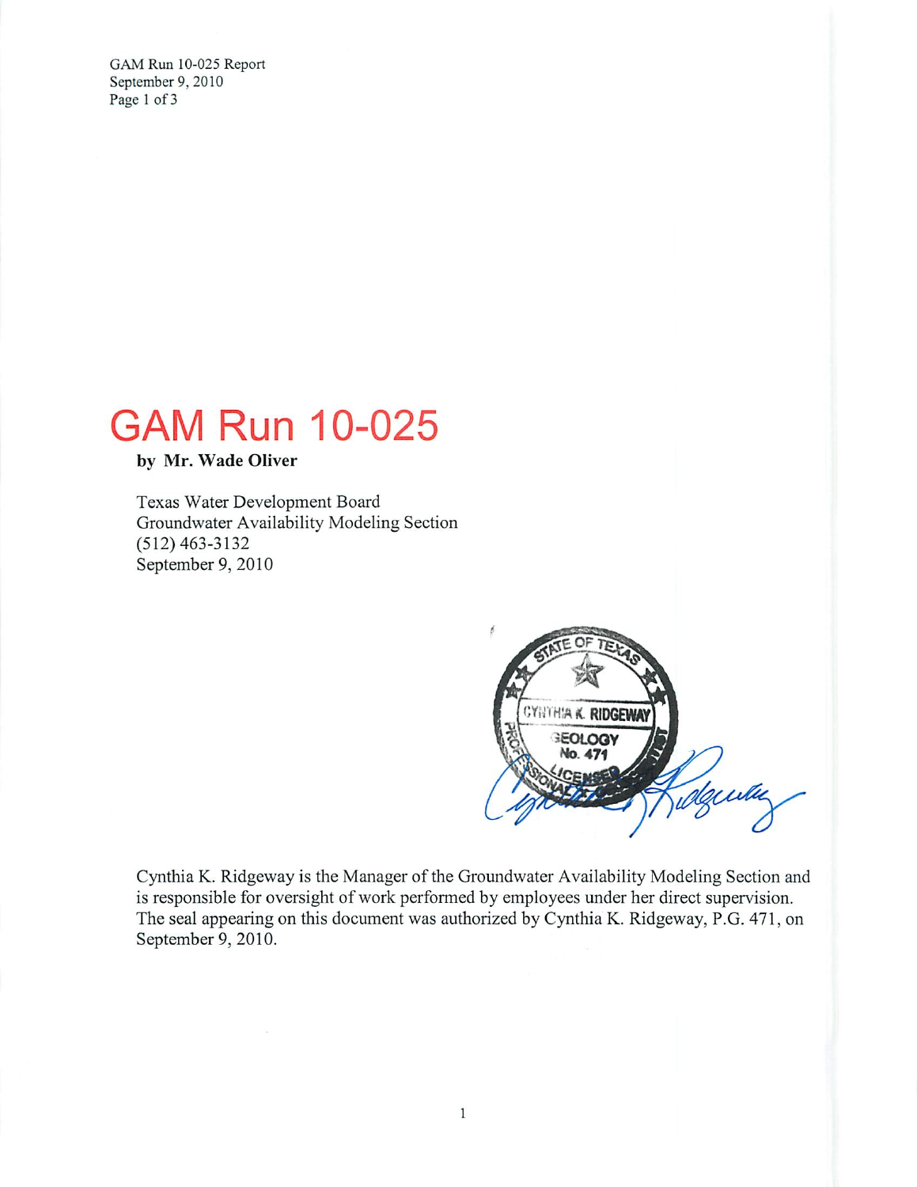# GAM Run 10-025

**by Mr. Wade Oliver**

Texas Water Development Board
Groundwater Availability Modeling Section
(512) 463-3132
September 9, 2010

Cynthia K. Ridgeway is the Manager of the Groundwater Availability Modeling Section and is responsible for oversight of work performed by employees under her direct supervision. The seal appearing on this document was authorized by Cynthia K. Ridgeway, P.G. 471, on September 9, 2010.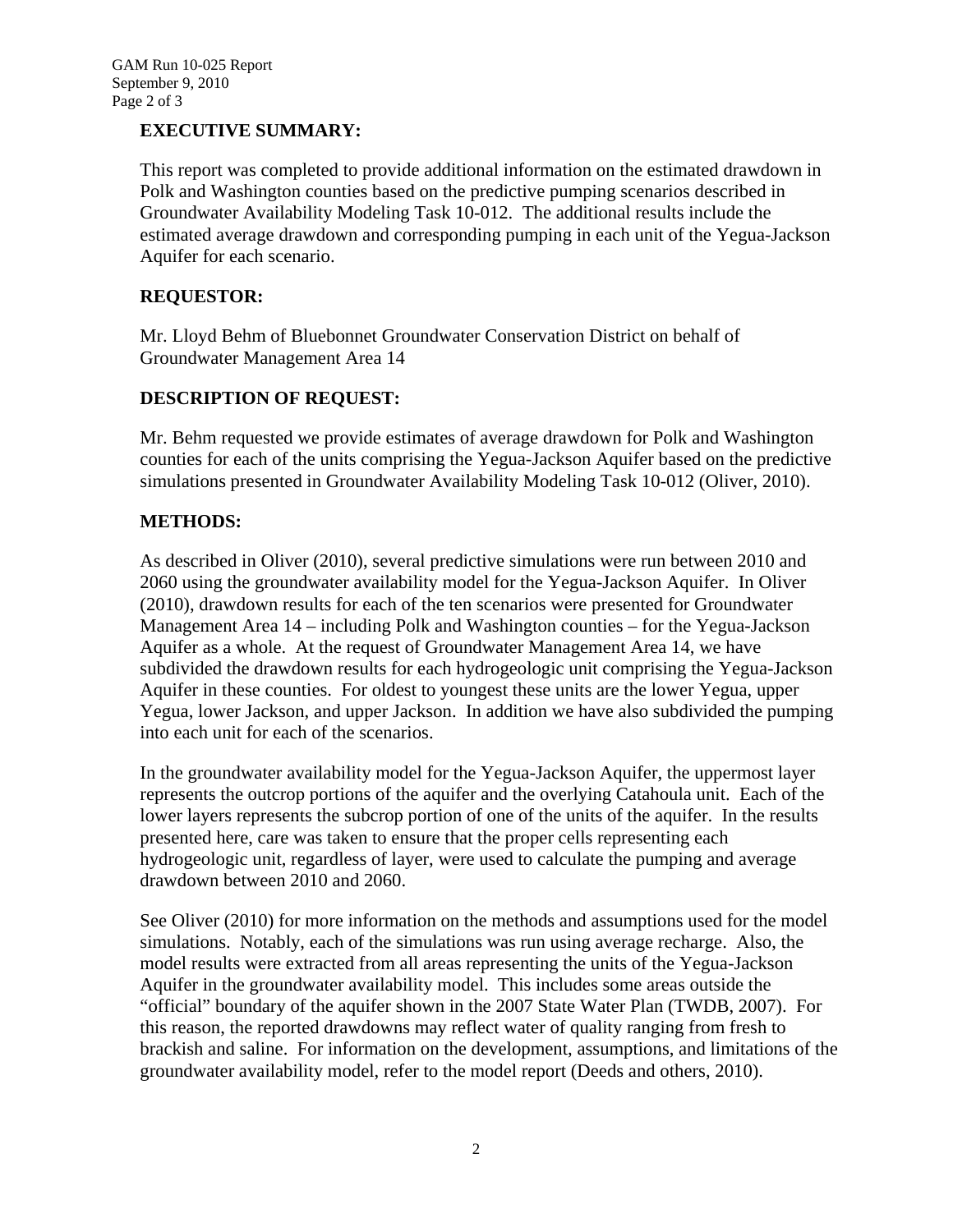## EXECUTIVE SUMMARY:

This report was completed to provide additional information on the estimated drawdown in Polk and Washington counties based on the predictive pumping scenarios described in Groundwater Availability Modeling Task 10-012. The additional results include the estimated average drawdown and corresponding pumping in each unit of the Yegua-Jackson Aquifer for each scenario.

## REQUESTOR:

Mr. Lloyd Behm of Bluebonnet Groundwater Conservation District on behalf of Groundwater Management Area 14

## DESCRIPTION OF REQUEST:

Mr. Behm requested we provide estimates of average drawdown for Polk and Washington counties for each of the units comprising the Yegua-Jackson Aquifer based on the predictive simulations presented in Groundwater Availability Modeling Task 10-012 (Oliver, 2010).

## METHODS:

As described in Oliver (2010), several predictive simulations were run between 2010 and 2060 using the groundwater availability model for the Yegua-Jackson Aquifer. In Oliver (2010), drawdown results for each of the ten scenarios were presented for Groundwater Management Area 14 – including Polk and Washington counties – for the Yegua-Jackson Aquifer as a whole. At the request of Groundwater Management Area 14, we have subdivided the drawdown results for each hydrogeologic unit comprising the Yegua-Jackson Aquifer in these counties. For oldest to youngest these units are the lower Yegua, upper Yegua, lower Jackson, and upper Jackson. In addition we have also subdivided the pumping into each unit for each of the scenarios.

In the groundwater availability model for the Yegua-Jackson Aquifer, the uppermost layer represents the outcrop portions of the aquifer and the overlying Catahoula unit. Each of the lower layers represents the subcrop portion of one of the units of the aquifer. In the results presented here, care was taken to ensure that the proper cells representing each hydrogeologic unit, regardless of layer, were used to calculate the pumping and average drawdown between 2010 and 2060.

See Oliver (2010) for more information on the methods and assumptions used for the model simulations. Notably, each of the simulations was run using average recharge. Also, the model results were extracted from all areas representing the units of the Yegua-Jackson Aquifer in the groundwater availability model. This includes some areas outside the "official" boundary of the aquifer shown in the 2007 State Water Plan (TWDB, 2007). For this reason, the reported drawdowns may reflect water of quality ranging from fresh to brackish and saline. For information on the development, assumptions, and limitations of the groundwater availability model, refer to the model report (Deeds and others, 2010).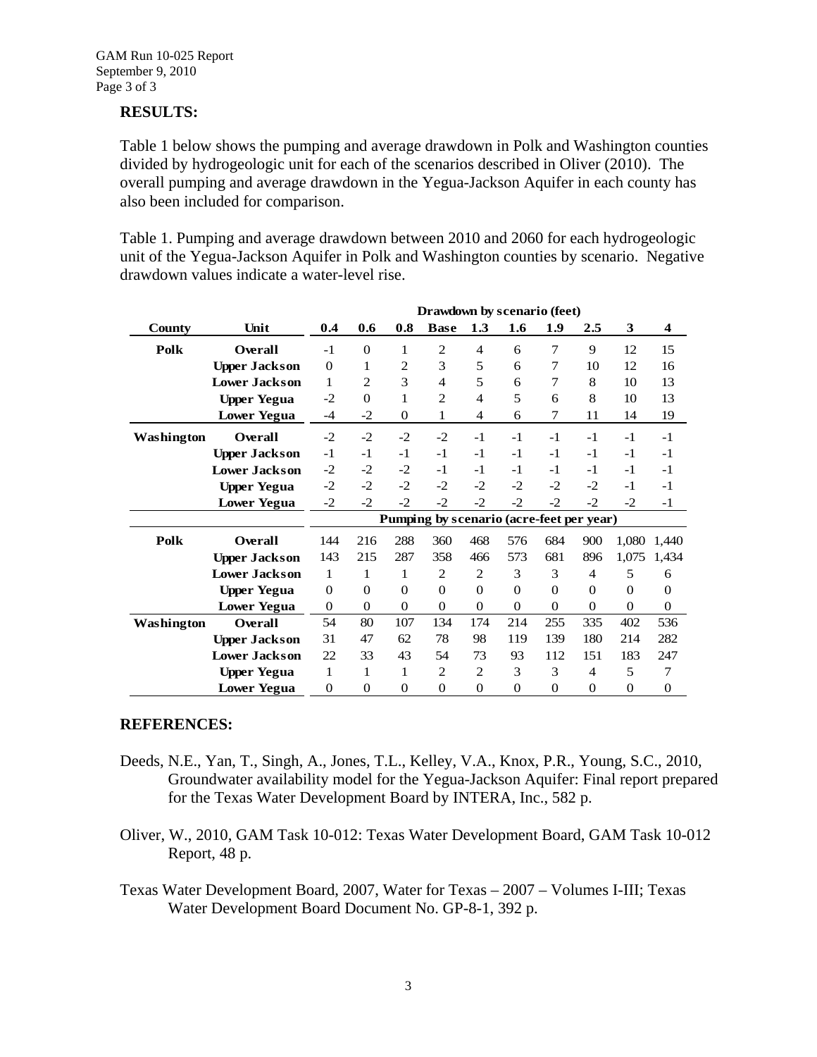## RESULTS:

Table 1 below shows the pumping and average drawdown in Polk and Washington counties divided by hydrogeologic unit for each of the scenarios described in Oliver (2010). The overall pumping and average drawdown in the Yegua-Jackson Aquifer in each county has also been included for comparison.

Table 1. Pumping and average drawdown between 2010 and 2060 for each hydrogeologic unit of the Yegua-Jackson Aquifer in Polk and Washington counties by scenario. Negative drawdown values indicate a water-level rise.

| | | Drawdown by scenario (feet) | | | | | | | | | |
|---|---|---|---|---|---|---|---|---|---|---|---|
| **County** | **Unit** | **0.4** | **0.6** | **0.8** | **Base** | **1.3** | **1.6** | **1.9** | **2.5** | **3** | **4** |
| **Polk** | **Overall** | -1 | 0 | 1 | 2 | 4 | 6 | 7 | 9 | 12 | 15 |
| | **Upper Jackson** | 0 | 1 | 2 | 3 | 5 | 6 | 7 | 10 | 12 | 16 |
| | **Lower Jackson** | 1 | 2 | 3 | 4 | 5 | 6 | 7 | 8 | 10 | 13 |
| | **Upper Yegua** | -2 | 0 | 1 | 2 | 4 | 5 | 6 | 8 | 10 | 13 |
| | **Lower Yegua** | -4 | -2 | 0 | 1 | 4 | 6 | 7 | 11 | 14 | 19 |
| **Washington** | **Overall** | -2 | -2 | -2 | -2 | -1 | -1 | -1 | -1 | -1 | -1 |
| | **Upper Jackson** | -1 | -1 | -1 | -1 | -1 | -1 | -1 | -1 | -1 | -1 |
| | **Lower Jackson** | -2 | -2 | -2 | -1 | -1 | -1 | -1 | -1 | -1 | -1 |
| | **Upper Yegua** | -2 | -2 | -2 | -2 | -2 | -2 | -2 | -2 | -1 | -1 |
| | **Lower Yegua** | -2 | -2 | -2 | -2 | -2 | -2 | -2 | -2 | -2 | -1 |
| | | **Pumping by scenario (acre-feet per year)** | | | | | | | | | |
| **Polk** | **Overall** | 144 | 216 | 288 | 360 | 468 | 576 | 684 | 900 | 1,080 | 1,440 |
| | **Upper Jackson** | 143 | 215 | 287 | 358 | 466 | 573 | 681 | 896 | 1,075 | 1,434 |
| | **Lower Jackson** | 1 | 1 | 1 | 2 | 2 | 3 | 3 | 4 | 5 | 6 |
| | **Upper Yegua** | 0 | 0 | 0 | 0 | 0 | 0 | 0 | 0 | 0 | 0 |
| | **Lower Yegua** | 0 | 0 | 0 | 0 | 0 | 0 | 0 | 0 | 0 | 0 |
| **Washington** | **Overall** | 54 | 80 | 107 | 134 | 174 | 214 | 255 | 335 | 402 | 536 |
| | **Upper Jackson** | 31 | 47 | 62 | 78 | 98 | 119 | 139 | 180 | 214 | 282 |
| | **Lower Jackson** | 22 | 33 | 43 | 54 | 73 | 93 | 112 | 151 | 183 | 247 |
| | **Upper Yegua** | 1 | 1 | 1 | 2 | 2 | 3 | 3 | 4 | 5 | 7 |
| | **Lower Yegua** | 0 | 0 | 0 | 0 | 0 | 0 | 0 | 0 | 0 | 0 |

## REFERENCES:

Deeds, N.E., Yan, T., Singh, A., Jones, T.L., Kelley, V.A., Knox, P.R., Young, S.C., 2010, Groundwater availability model for the Yegua-Jackson Aquifer: Final report prepared for the Texas Water Development Board by INTERA, Inc., 582 p.

Oliver, W., 2010, GAM Task 10-012: Texas Water Development Board, GAM Task 10-012 Report, 48 p.

Texas Water Development Board, 2007, Water for Texas – 2007 – Volumes I-III; Texas Water Development Board Document No. GP-8-1, 392 p.